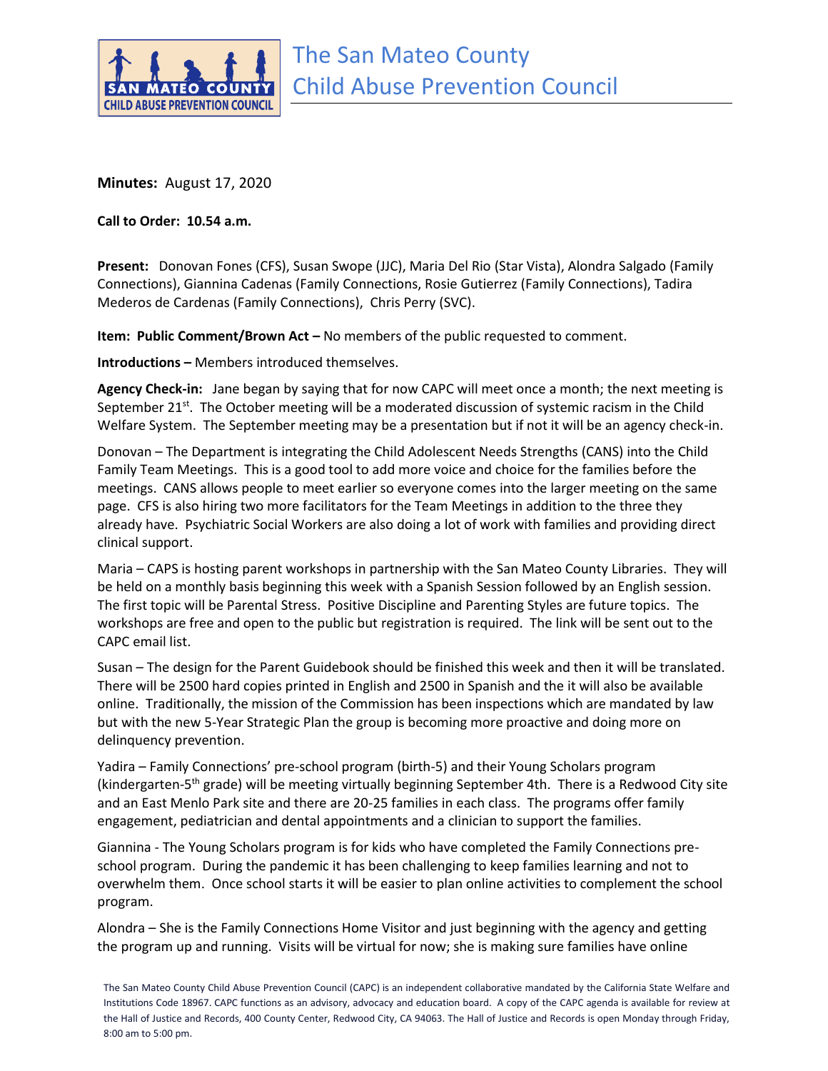# The San Mateo County Child Abuse Prevention Council

**Minutes:** August 17, 2020

**Call to Order: 10.54 a.m.**

**Present:** Donovan Fones (CFS), Susan Swope (JJC), Maria Del Rio (Star Vista), Alondra Salgado (Family Connections), Giannina Cadenas (Family Connections, Rosie Gutierrez (Family Connections), Tadira Mederos de Cardenas (Family Connections), Chris Perry (SVC).

**Item: Public Comment/Brown Act –** No members of the public requested to comment.

**Introductions –** Members introduced themselves.

**Agency Check-in:** Jane began by saying that for now CAPC will meet once a month; the next meeting is September 21st. The October meeting will be a moderated discussion of systemic racism in the Child Welfare System. The September meeting may be a presentation but if not it will be an agency check-in.

Donovan – The Department is integrating the Child Adolescent Needs Strengths (CANS) into the Child Family Team Meetings. This is a good tool to add more voice and choice for the families before the meetings. CANS allows people to meet earlier so everyone comes into the larger meeting on the same page. CFS is also hiring two more facilitators for the Team Meetings in addition to the three they already have. Psychiatric Social Workers are also doing a lot of work with families and providing direct clinical support.

Maria – CAPS is hosting parent workshops in partnership with the San Mateo County Libraries. They will be held on a monthly basis beginning this week with a Spanish Session followed by an English session. The first topic will be Parental Stress. Positive Discipline and Parenting Styles are future topics. The workshops are free and open to the public but registration is required. The link will be sent out to the CAPC email list.

Susan – The design for the Parent Guidebook should be finished this week and then it will be translated. There will be 2500 hard copies printed in English and 2500 in Spanish and the it will also be available online. Traditionally, the mission of the Commission has been inspections which are mandated by law but with the new 5-Year Strategic Plan the group is becoming more proactive and doing more on delinquency prevention.

Yadira – Family Connections' pre-school program (birth-5) and their Young Scholars program (kindergarten-5th grade) will be meeting virtually beginning September 4th. There is a Redwood City site and an East Menlo Park site and there are 20-25 families in each class. The programs offer family engagement, pediatrician and dental appointments and a clinician to support the families.

Giannina - The Young Scholars program is for kids who have completed the Family Connections pre-school program. During the pandemic it has been challenging to keep families learning and not to overwhelm them. Once school starts it will be easier to plan online activities to complement the school program.

Alondra – She is the Family Connections Home Visitor and just beginning with the agency and getting the program up and running. Visits will be virtual for now; she is making sure families have online

The San Mateo County Child Abuse Prevention Council (CAPC) is an independent collaborative mandated by the California State Welfare and Institutions Code 18967. CAPC functions as an advisory, advocacy and education board. A copy of the CAPC agenda is available for review at the Hall of Justice and Records, 400 County Center, Redwood City, CA 94063. The Hall of Justice and Records is open Monday through Friday, 8:00 am to 5:00 pm.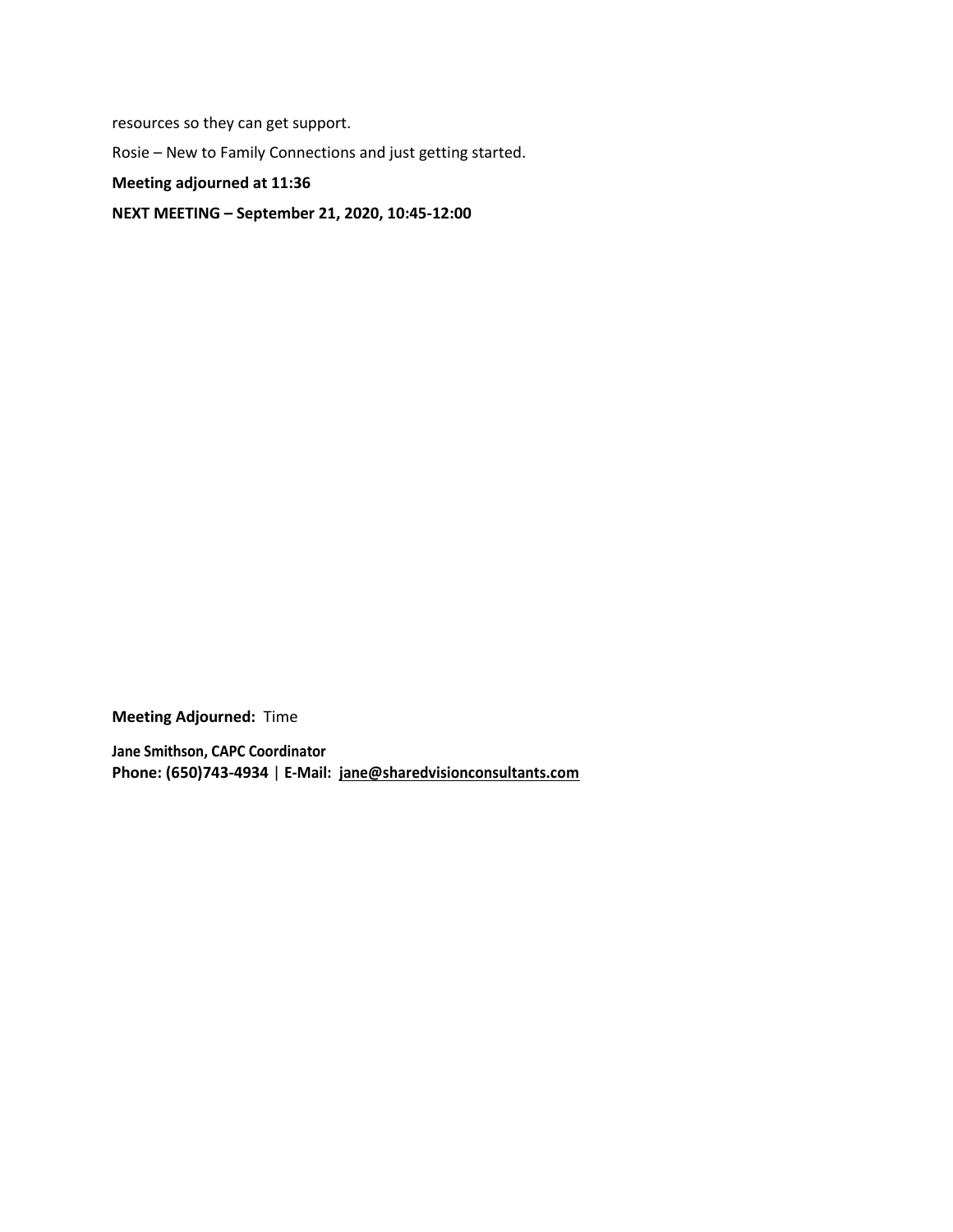resources so they can get support.

Rosie – New to Family Connections and just getting started.

**Meeting adjourned at 11:36**

**NEXT MEETING – September 21, 2020, 10:45-12:00**

**Meeting Adjourned:** Time

**Jane Smithson, CAPC Coordinator**
**Phone: (650)743-4934 | E-Mail: jane@sharedvisionconsultants.com**